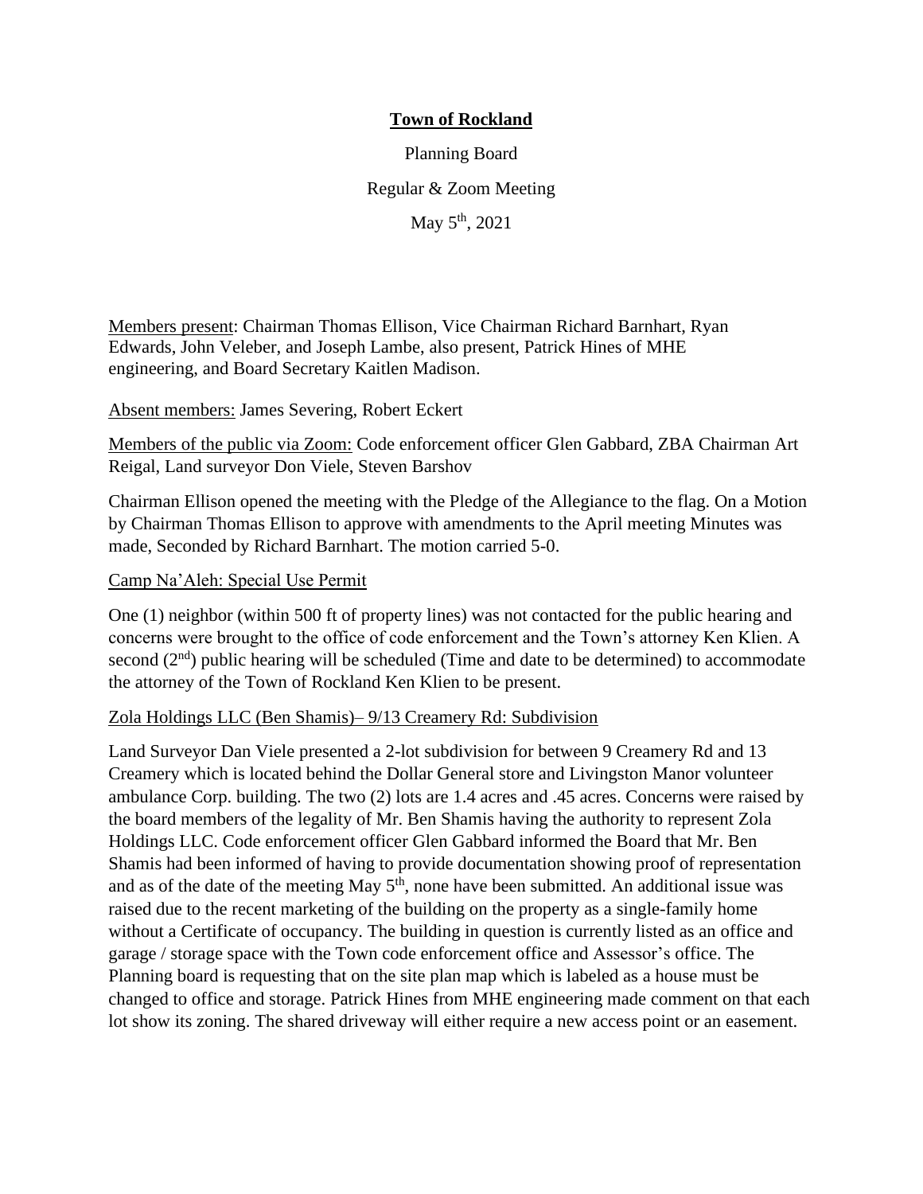**Town of Rockland**

Planning Board

Regular & Zoom Meeting

May 5th, 2021

Members present: Chairman Thomas Ellison, Vice Chairman Richard Barnhart, Ryan Edwards, John Veleber, and Joseph Lambe, also present, Patrick Hines of MHE engineering, and Board Secretary Kaitlen Madison.

Absent members: James Severing, Robert Eckert

Members of the public via Zoom: Code enforcement officer Glen Gabbard, ZBA Chairman Art Reigal, Land surveyor Don Viele, Steven Barshov

Chairman Ellison opened the meeting with the Pledge of the Allegiance to the flag. On a Motion by Chairman Thomas Ellison to approve with amendments to the April meeting Minutes was made, Seconded by Richard Barnhart. The motion carried 5-0.

Camp Na'Aleh: Special Use Permit

One (1) neighbor (within 500 ft of property lines) was not contacted for the public hearing and concerns were brought to the office of code enforcement and the Town's attorney Ken Klien. A second (2nd) public hearing will be scheduled (Time and date to be determined) to accommodate the attorney of the Town of Rockland Ken Klien to be present.

Zola Holdings LLC (Ben Shamis)– 9/13 Creamery Rd: Subdivision

Land Surveyor Dan Viele presented a 2-lot subdivision for between 9 Creamery Rd and 13 Creamery which is located behind the Dollar General store and Livingston Manor volunteer ambulance Corp. building. The two (2) lots are 1.4 acres and .45 acres. Concerns were raised by the board members of the legality of Mr. Ben Shamis having the authority to represent Zola Holdings LLC. Code enforcement officer Glen Gabbard informed the Board that Mr. Ben Shamis had been informed of having to provide documentation showing proof of representation and as of the date of the meeting May 5th, none have been submitted. An additional issue was raised due to the recent marketing of the building on the property as a single-family home without a Certificate of occupancy. The building in question is currently listed as an office and garage / storage space with the Town code enforcement office and Assessor's office. The Planning board is requesting that on the site plan map which is labeled as a house must be changed to office and storage. Patrick Hines from MHE engineering made comment on that each lot show its zoning. The shared driveway will either require a new access point or an easement.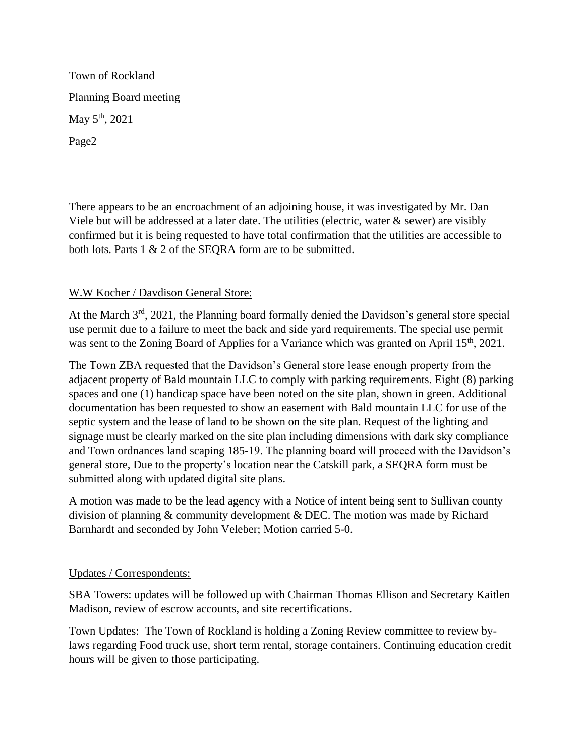There appears to be an encroachment of an adjoining house, it was investigated by Mr. Dan Viele but will be addressed at a later date. The utilities (electric, water & sewer) are visibly confirmed but it is being requested to have total confirmation that the utilities are accessible to both lots. Parts 1 & 2 of the SEQRA form are to be submitted.

W.W Kocher / Davdison General Store:

At the March 3rd, 2021, the Planning board formally denied the Davidson's general store special use permit due to a failure to meet the back and side yard requirements. The special use permit was sent to the Zoning Board of Applies for a Variance which was granted on April 15th, 2021.

The Town ZBA requested that the Davidson's General store lease enough property from the adjacent property of Bald mountain LLC to comply with parking requirements. Eight (8) parking spaces and one (1) handicap space have been noted on the site plan, shown in green. Additional documentation has been requested to show an easement with Bald mountain LLC for use of the septic system and the lease of land to be shown on the site plan. Request of the lighting and signage must be clearly marked on the site plan including dimensions with dark sky compliance and Town ordnances land scaping 185-19. The planning board will proceed with the Davidson's general store, Due to the property's location near the Catskill park, a SEQRA form must be submitted along with updated digital site plans.

A motion was made to be the lead agency with a Notice of intent being sent to Sullivan county division of planning & community development & DEC. The motion was made by Richard Barnhardt and seconded by John Veleber; Motion carried 5-0.

Updates / Correspondents:

SBA Towers: updates will be followed up with Chairman Thomas Ellison and Secretary Kaitlen Madison, review of escrow accounts, and site recertifications.

Town Updates: The Town of Rockland is holding a Zoning Review committee to review by-laws regarding Food truck use, short term rental, storage containers. Continuing education credit hours will be given to those participating.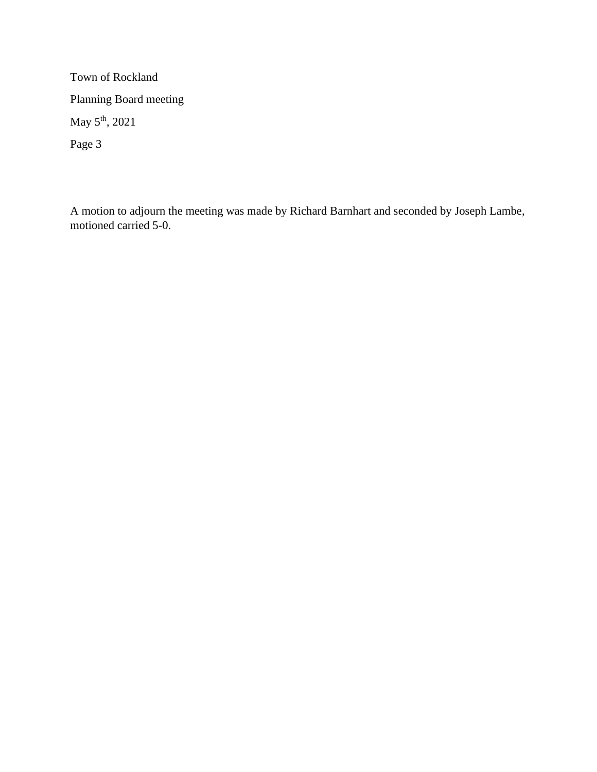A motion to adjourn the meeting was made by Richard Barnhart and seconded by Joseph Lambe, motioned carried 5-0.